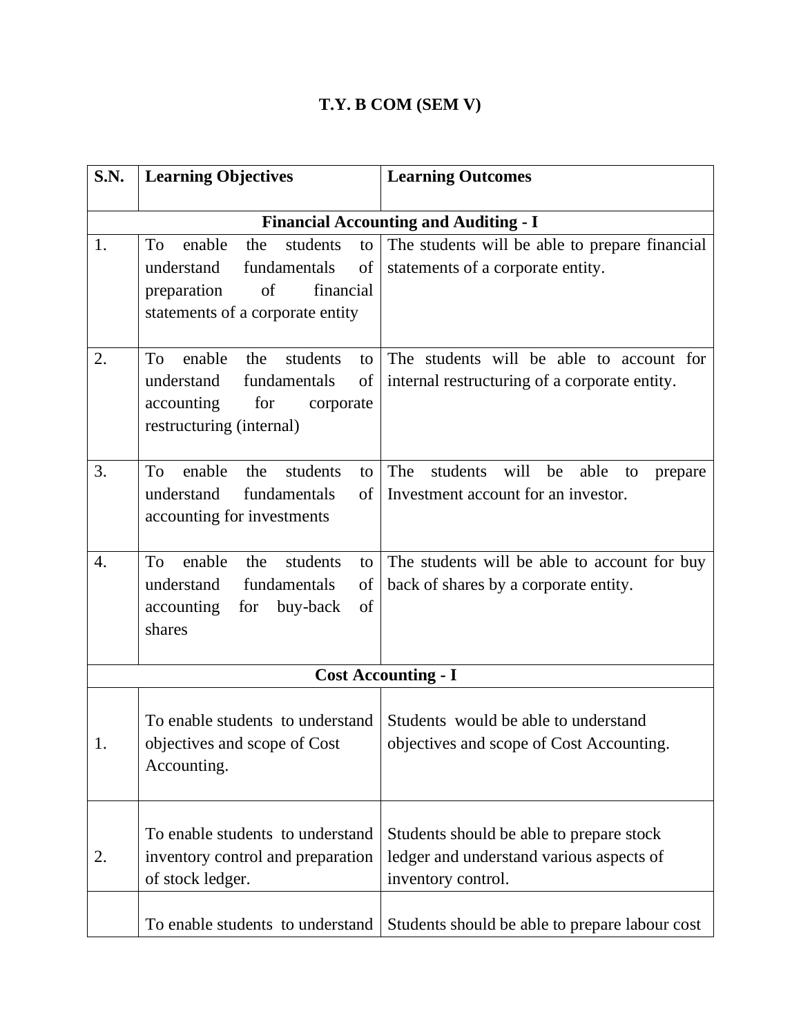# T.Y. B COM (SEM V)

| S.N. | Learning Objectives | Learning Outcomes |
|---|---|---|
| | **Financial Accounting and Auditing - I** | |
| 1. | To enable the students to understand fundamentals of preparation of financial statements of a corporate entity | The students will be able to prepare financial statements of a corporate entity. |
| 2. | To enable the students to understand fundamentals of accounting for corporate restructuring (internal) | The students will be able to account for internal restructuring of a corporate entity. |
| 3. | To enable the students to understand fundamentals of accounting for investments | The students will be able to prepare Investment account for an investor. |
| 4. | To enable the students to understand fundamentals of accounting for buy-back of shares | The students will be able to account for buy back of shares by a corporate entity. |
| | **Cost Accounting - I** | |
| 1. | To enable students to understand objectives and scope of Cost Accounting. | Students would be able to understand objectives and scope of Cost Accounting. |
| 2. | To enable students to understand inventory control and preparation of stock ledger. | Students should be able to prepare stock ledger and understand various aspects of inventory control. |
| | To enable students to understand | Students should be able to prepare labour cost |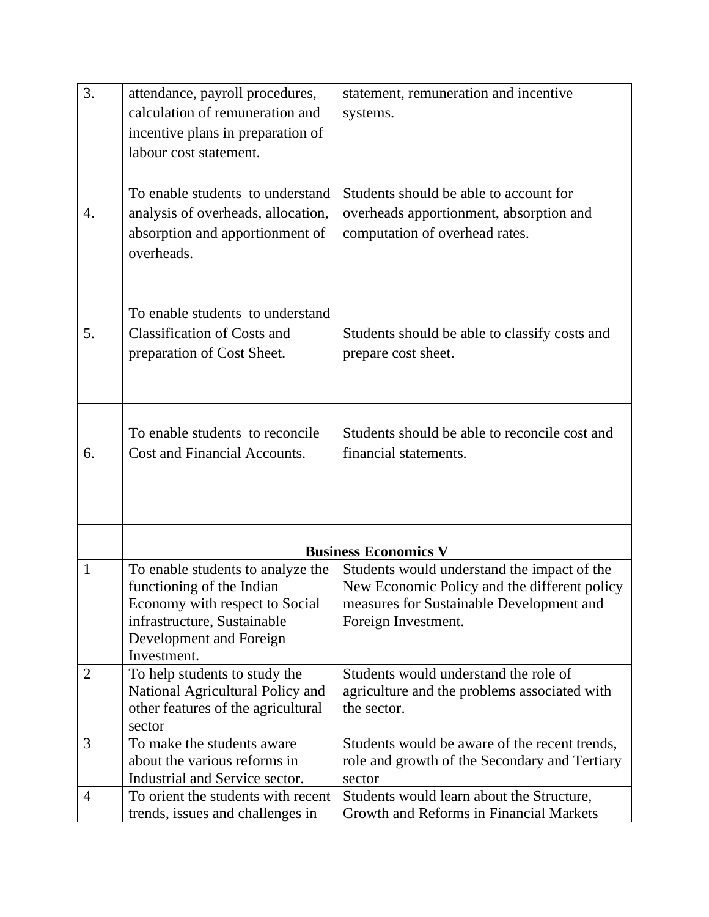| | | |
|---|---|---|
| 3. | attendance, payroll procedures, calculation of remuneration and incentive plans in preparation of labour cost statement. | statement, remuneration and incentive systems. |
| 4. | To enable students to understand analysis of overheads, allocation, absorption and apportionment of overheads. | Students should be able to account for overheads apportionment, absorption and computation of overhead rates. |
| 5. | To enable students to understand Classification of Costs and preparation of Cost Sheet. | Students should be able to classify costs and prepare cost sheet. |
| 6. | To enable students to reconcile Cost and Financial Accounts. | Students should be able to reconcile cost and financial statements. |
| | | |
| | **Business Economics V** | |
| 1 | To enable students to analyze the functioning of the Indian Economy with respect to Social infrastructure, Sustainable Development and Foreign Investment. | Students would understand the impact of the New Economic Policy and the different policy measures for Sustainable Development and Foreign Investment. |
| 2 | To help students to study the National Agricultural Policy and other features of the agricultural sector | Students would understand the role of agriculture and the problems associated with the sector. |
| 3 | To make the students aware about the various reforms in Industrial and Service sector. | Students would be aware of the recent trends, role and growth of the Secondary and Tertiary sector |
| 4 | To orient the students with recent trends, issues and challenges in | Students would learn about the Structure, Growth and Reforms in Financial Markets |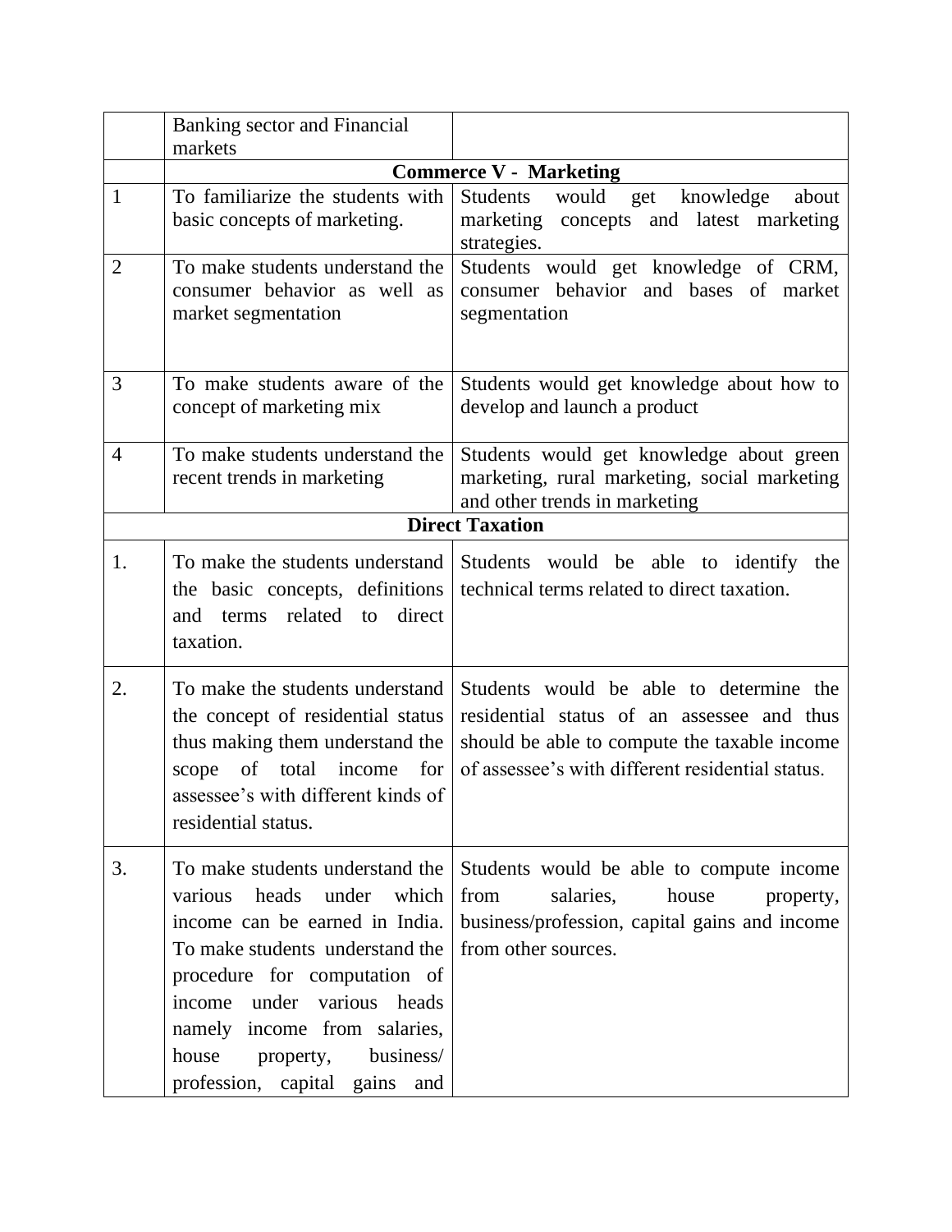| | | |
|---|---|---|
| | Banking sector and Financial markets | |
| | **Commerce V - Marketing** | |
| 1 | To familiarize the students with basic concepts of marketing. | Students would get knowledge about marketing concepts and latest marketing strategies. |
| 2 | To make students understand the consumer behavior as well as market segmentation | Students would get knowledge of CRM, consumer behavior and bases of market segmentation |
| 3 | To make students aware of the concept of marketing mix | Students would get knowledge about how to develop and launch a product |
| 4 | To make students understand the recent trends in marketing | Students would get knowledge about green marketing, rural marketing, social marketing and other trends in marketing |
| | **Direct Taxation** | |
| 1. | To make the students understand the basic concepts, definitions and terms related to direct taxation. | Students would be able to identify the technical terms related to direct taxation. |
| 2. | To make the students understand the concept of residential status thus making them understand the scope of total income for assessee's with different kinds of residential status. | Students would be able to determine the residential status of an assessee and thus should be able to compute the taxable income of assessee's with different residential status. |
| 3. | To make students understand the various heads under which income can be earned in India. To make students understand the procedure for computation of income under various heads namely income from salaries, house property, business/ profession, capital gains and | Students would be able to compute income from salaries, house property, business/profession, capital gains and income from other sources. |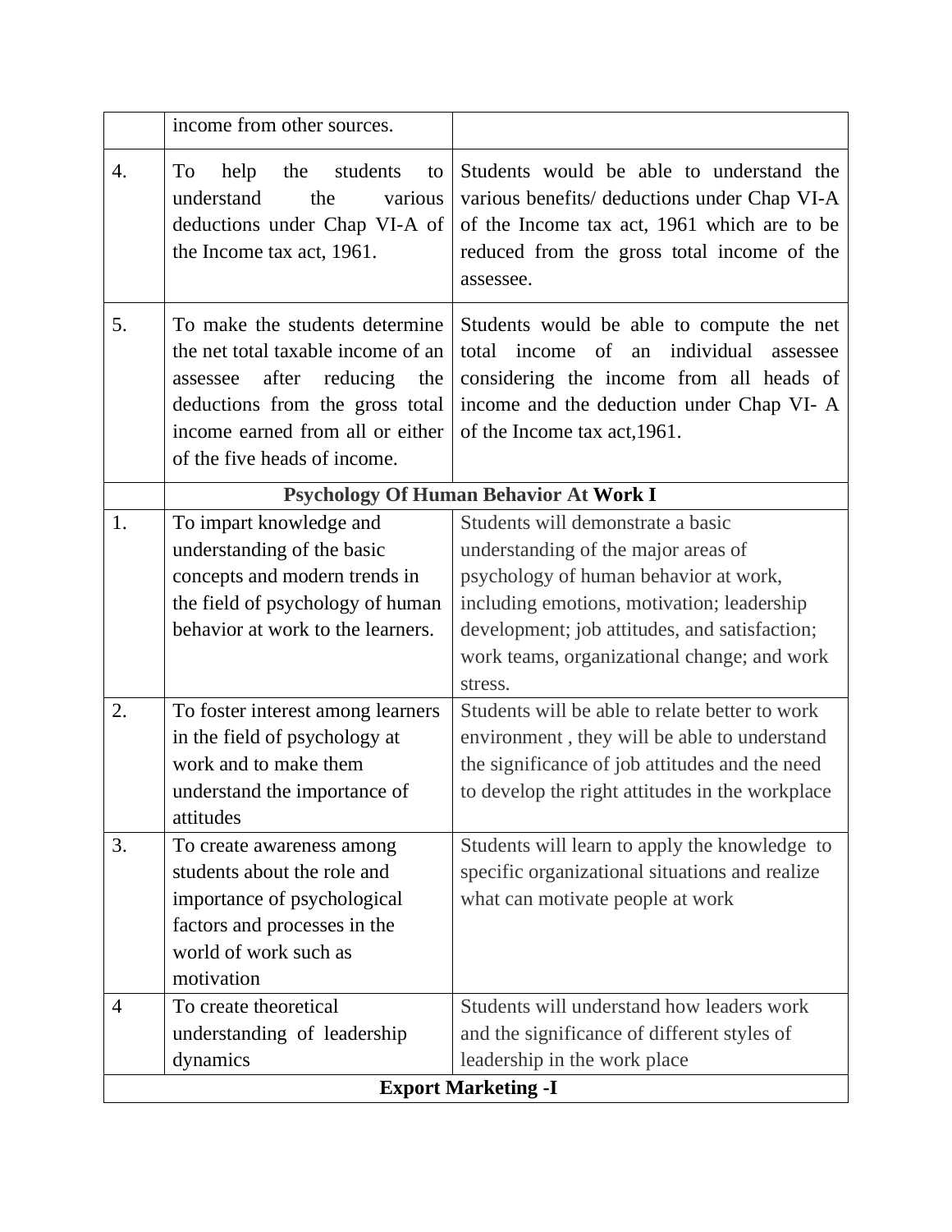| | | |
|---|---|---|
| | income from other sources. | |
| 4. | To help the students to understand the various deductions under Chap VI-A of the Income tax act, 1961. | Students would be able to understand the various benefits/ deductions under Chap VI-A of the Income tax act, 1961 which are to be reduced from the gross total income of the assessee. |
| 5. | To make the students determine the net total taxable income of an assessee after reducing the deductions from the gross total income earned from all or either of the five heads of income. | Students would be able to compute the net total income of an individual assessee considering the income from all heads of income and the deduction under Chap VI- A of the Income tax act,1961. |
| | **Psychology Of Human Behavior At Work I** | |
| 1. | To impart knowledge and understanding of the basic concepts and modern trends in the field of psychology of human behavior at work to the learners. | Students will demonstrate a basic understanding of the major areas of psychology of human behavior at work, including emotions, motivation; leadership development; job attitudes, and satisfaction; work teams, organizational change; and work stress. |
| 2. | To foster interest among learners in the field of psychology at work and to make them understand the importance of attitudes | Students will be able to relate better to work environment , they will be able to understand the significance of job attitudes and the need to develop the right attitudes in the workplace |
| 3. | To create awareness among students about the role and importance of psychological factors and processes in the world of work such as motivation | Students will learn to apply the knowledge to specific organizational situations and realize what can motivate people at work |
| 4 | To create theoretical understanding of leadership dynamics | Students will understand how leaders work and the significance of different styles of leadership in the work place |
| | **Export Marketing -I** | |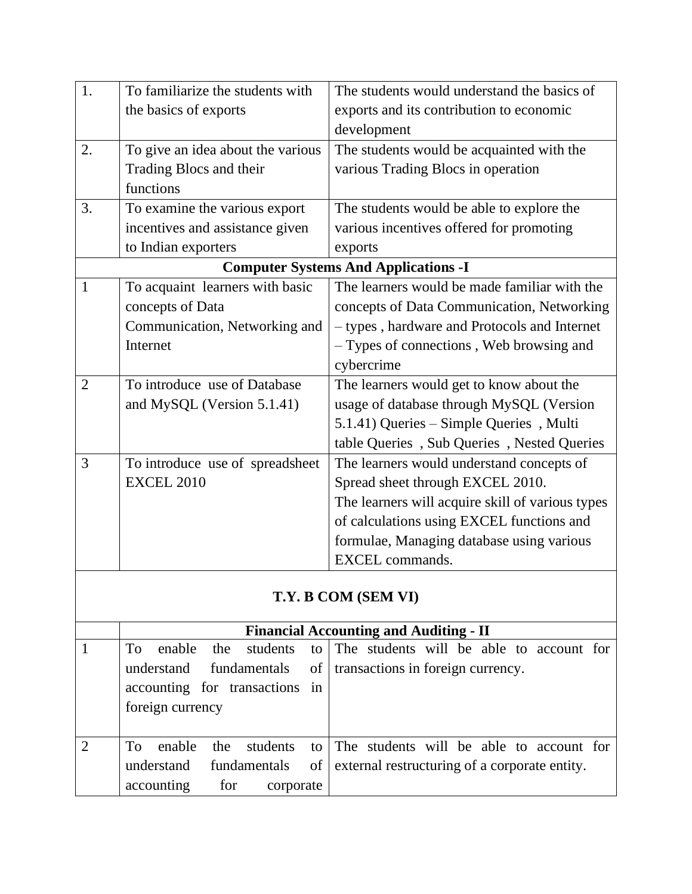| | | |
|---|---|---|
| 1. | To familiarize the students with the basics of exports | The students would understand the basics of exports and its contribution to economic development |
| 2. | To give an idea about the various Trading Blocs and their functions | The students would be acquainted with the various Trading Blocs in operation |
| 3. | To examine the various export incentives and assistance given to Indian exporters | The students would be able to explore the various incentives offered for promoting exports |
| | **Computer Systems And Applications -I** | |
| 1 | To acquaint learners with basic concepts of Data Communication, Networking and Internet | The learners would be made familiar with the concepts of Data Communication, Networking – types , hardware and Protocols and Internet – Types of connections , Web browsing and cybercrime |
| 2 | To introduce use of Database and MySQL (Version 5.1.41) | The learners would get to know about the usage of database through MySQL (Version 5.1.41) Queries – Simple Queries , Multi table Queries , Sub Queries , Nested Queries |
| 3 | To introduce use of spreadsheet EXCEL 2010 | The learners would understand concepts of Spread sheet through EXCEL 2010.<br>The learners will acquire skill of various types of calculations using EXCEL functions and formulae, Managing database using various EXCEL commands. |
| | **T.Y. B COM (SEM VI)** | |
| | **Financial Accounting and Auditing - II** | |
| 1 | To enable the students to understand fundamentals of accounting for transactions in foreign currency | The students will be able to account for transactions in foreign currency. |
| 2 | To enable the students to understand fundamentals of accounting for corporate | The students will be able to account for external restructuring of a corporate entity. |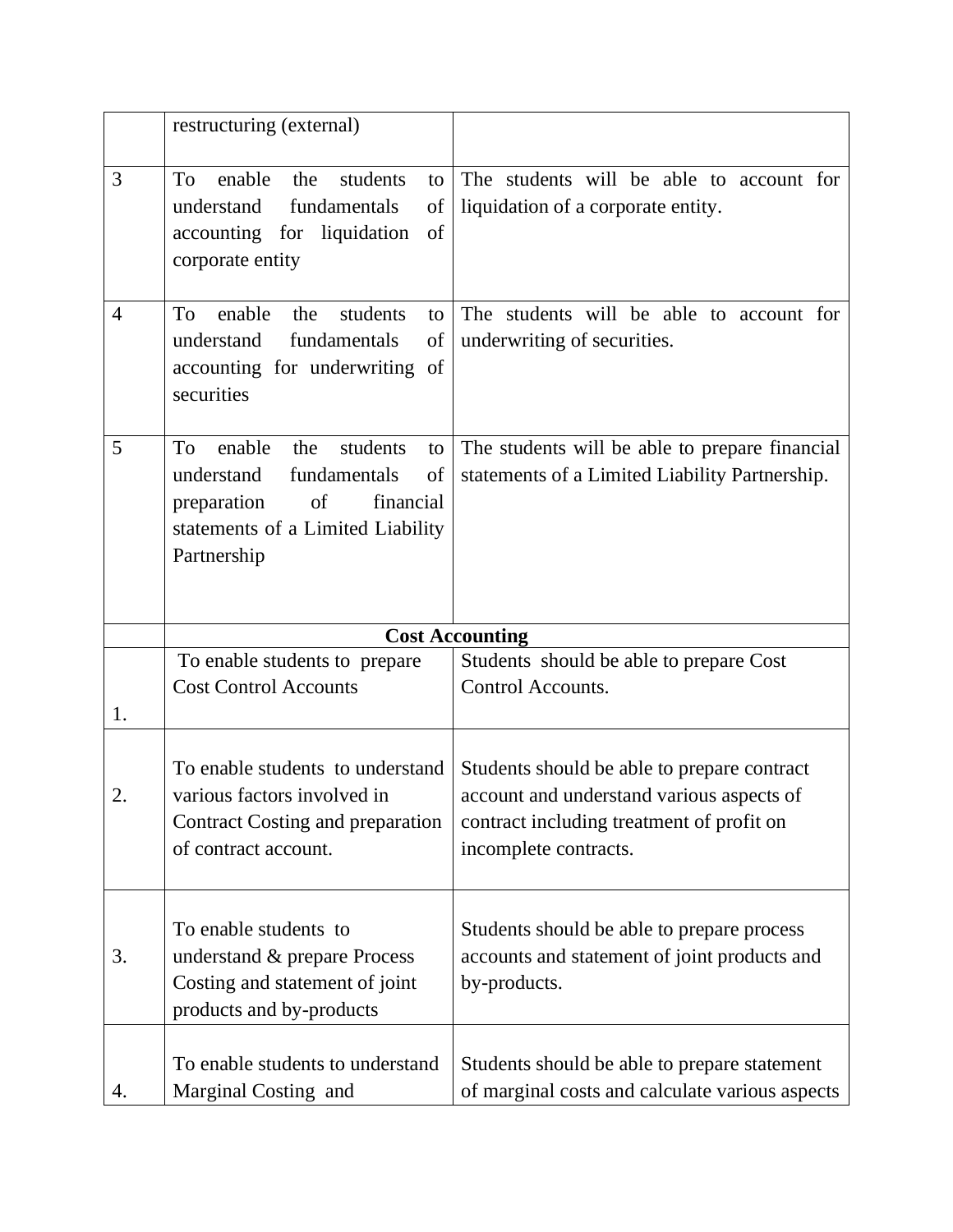| | | |
|---|---|---|
| | restructuring (external) | |
| 3 | To enable the students to understand fundamentals of accounting for liquidation of corporate entity | The students will be able to account for liquidation of a corporate entity. |
| 4 | To enable the students to understand fundamentals of accounting for underwriting of securities | The students will be able to account for underwriting of securities. |
| 5 | To enable the students to understand fundamentals of preparation of financial statements of a Limited Liability Partnership | The students will be able to prepare financial statements of a Limited Liability Partnership. |
| | **Cost Accounting** | |
| 1. | To enable students to prepare Cost Control Accounts | Students should be able to prepare Cost Control Accounts. |
| 2. | To enable students to understand various factors involved in Contract Costing and preparation of contract account. | Students should be able to prepare contract account and understand various aspects of contract including treatment of profit on incomplete contracts. |
| 3. | To enable students to understand & prepare Process Costing and statement of joint products and by-products | Students should be able to prepare process accounts and statement of joint products and by-products. |
| 4. | To enable students to understand Marginal Costing and | Students should be able to prepare statement of marginal costs and calculate various aspects |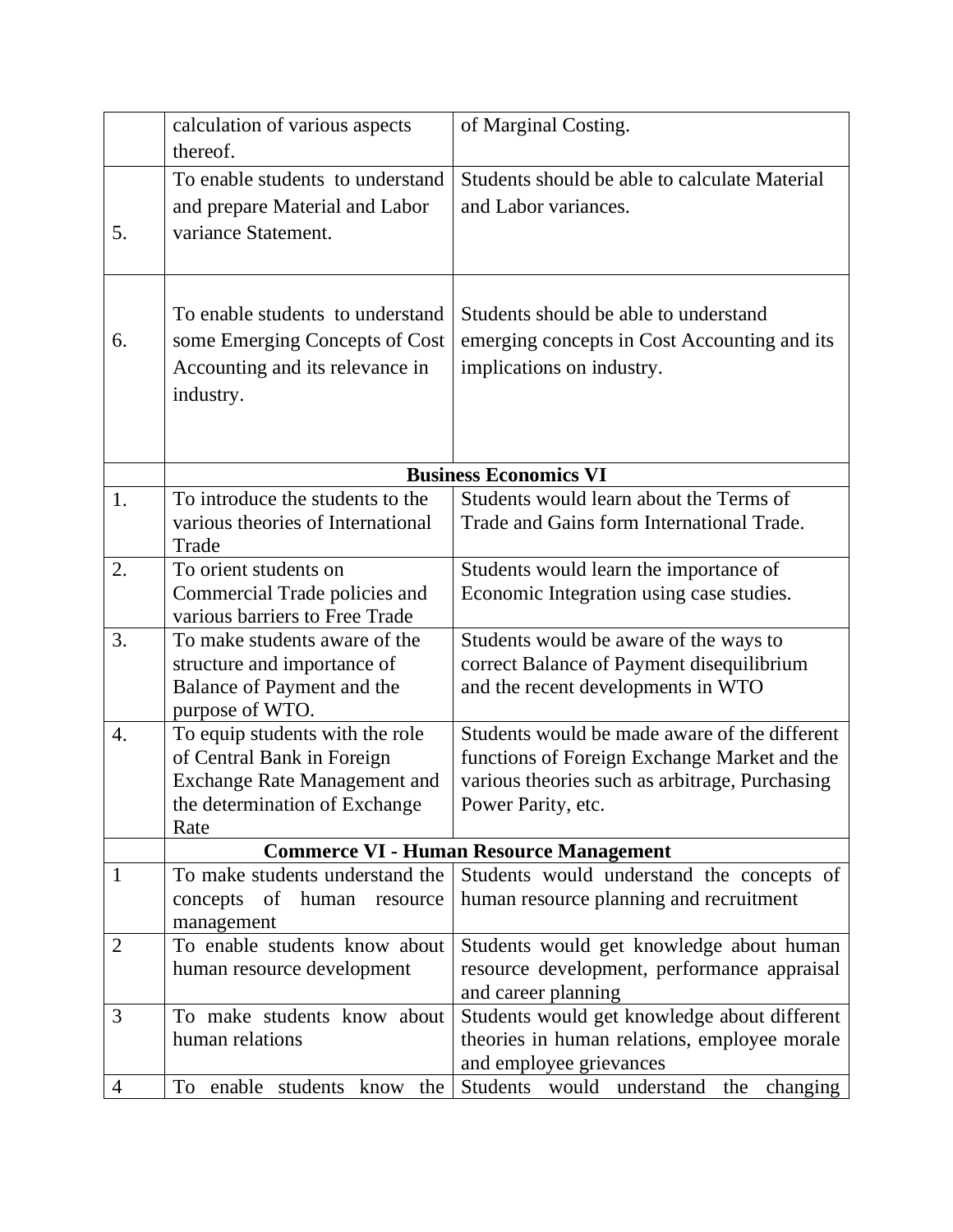| | | |
|---|---|---|
| | calculation of various aspects thereof. | of Marginal Costing. |
| 5. | To enable students to understand and prepare Material and Labor variance Statement. | Students should be able to calculate Material and Labor variances. |
| 6. | To enable students to understand some Emerging Concepts of Cost Accounting and its relevance in industry. | Students should be able to understand emerging concepts in Cost Accounting and its implications on industry. |
| | **Business Economics VI** | |
| 1. | To introduce the students to the various theories of International Trade | Students would learn about the Terms of Trade and Gains form International Trade. |
| 2. | To orient students on Commercial Trade policies and various barriers to Free Trade | Students would learn the importance of Economic Integration using case studies. |
| 3. | To make students aware of the structure and importance of Balance of Payment and the purpose of WTO. | Students would be aware of the ways to correct Balance of Payment disequilibrium and the recent developments in WTO |
| 4. | To equip students with the role of Central Bank in Foreign Exchange Rate Management and the determination of Exchange Rate | Students would be made aware of the different functions of Foreign Exchange Market and the various theories such as arbitrage, Purchasing Power Parity, etc. |
| | **Commerce VI - Human Resource Management** | |
| 1 | To make students understand the concepts of human resource management | Students would understand the concepts of human resource planning and recruitment |
| 2 | To enable students know about human resource development | Students would get knowledge about human resource development, performance appraisal and career planning |
| 3 | To make students know about human relations | Students would get knowledge about different theories in human relations, employee morale and employee grievances |
| 4 | To enable students know the | Students would understand the changing |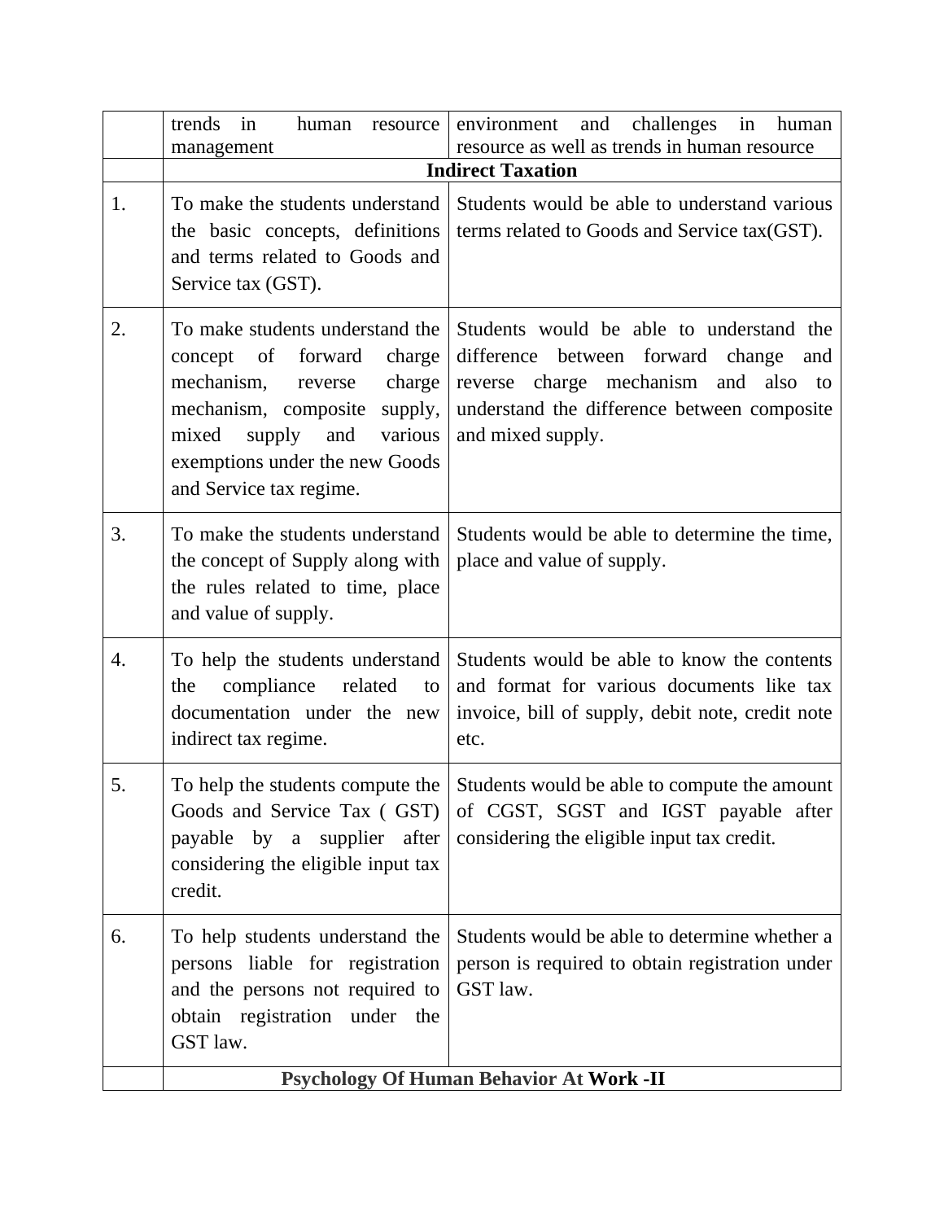| | | |
|---|---|---|
| | trends in human resource management | environment and challenges in human resource as well as trends in human resource |
| | **Indirect Taxation** | |
| 1. | To make the students understand the basic concepts, definitions and terms related to Goods and Service tax (GST). | Students would be able to understand various terms related to Goods and Service tax(GST). |
| 2. | To make students understand the concept of forward charge mechanism, reverse charge mechanism, composite supply, mixed supply and various exemptions under the new Goods and Service tax regime. | Students would be able to understand the difference between forward change and reverse charge mechanism and also to understand the difference between composite and mixed supply. |
| 3. | To make the students understand the concept of Supply along with the rules related to time, place and value of supply. | Students would be able to determine the time, place and value of supply. |
| 4. | To help the students understand the compliance related to documentation under the new indirect tax regime. | Students would be able to know the contents and format for various documents like tax invoice, bill of supply, debit note, credit note etc. |
| 5. | To help the students compute the Goods and Service Tax ( GST) payable by a supplier after considering the eligible input tax credit. | Students would be able to compute the amount of CGST, SGST and IGST payable after considering the eligible input tax credit. |
| 6. | To help students understand the persons liable for registration and the persons not required to obtain registration under the GST law. | Students would be able to determine whether a person is required to obtain registration under GST law. |
| | **Psychology Of Human Behavior At Work -II** | |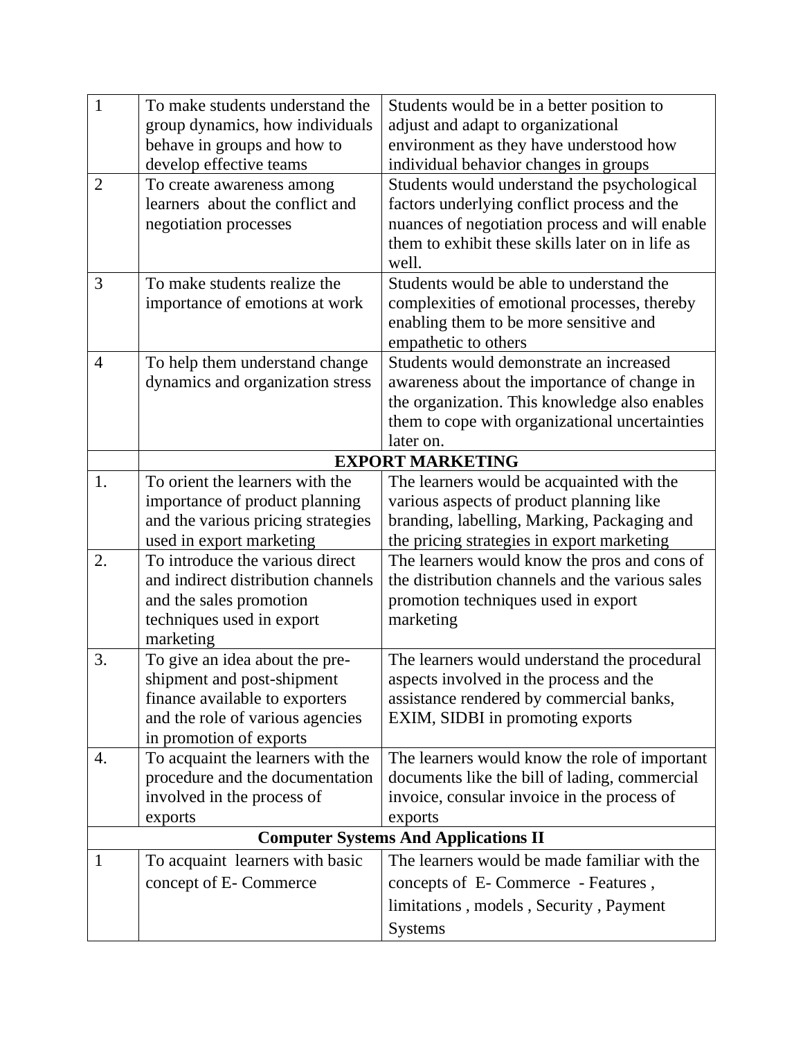| | | |
|---|---|---|
| 1 | To make students understand the group dynamics, how individuals behave in groups and how to develop effective teams | Students would be in a better position to adjust and adapt to organizational environment as they have understood how individual behavior changes in groups |
| 2 | To create awareness among learners about the conflict and negotiation processes | Students would understand the psychological factors underlying conflict process and the nuances of negotiation process and will enable them to exhibit these skills later on in life as well. |
| 3 | To make students realize the importance of emotions at work | Students would be able to understand the complexities of emotional processes, thereby enabling them to be more sensitive and empathetic to others |
| 4 | To help them understand change dynamics and organization stress | Students would demonstrate an increased awareness about the importance of change in the organization. This knowledge also enables them to cope with organizational uncertainties later on. |
| | **EXPORT MARKETING** | |
| 1. | To orient the learners with the importance of product planning and the various pricing strategies used in export marketing | The learners would be acquainted with the various aspects of product planning like branding, labelling, Marking, Packaging and the pricing strategies in export marketing |
| 2. | To introduce the various direct and indirect distribution channels and the sales promotion techniques used in export marketing | The learners would know the pros and cons of the distribution channels and the various sales promotion techniques used in export marketing |
| 3. | To give an idea about the pre-shipment and post-shipment finance available to exporters and the role of various agencies in promotion of exports | The learners would understand the procedural aspects involved in the process and the assistance rendered by commercial banks, EXIM, SIDBI in promoting exports |
| 4. | To acquaint the learners with the procedure and the documentation involved in the process of exports | The learners would know the role of important documents like the bill of lading, commercial invoice, consular invoice in the process of exports |
| **Computer Systems And Applications II** | | |
| 1 | To acquaint learners with basic concept of E- Commerce | The learners would be made familiar with the concepts of E- Commerce - Features , limitations , models , Security , Payment Systems |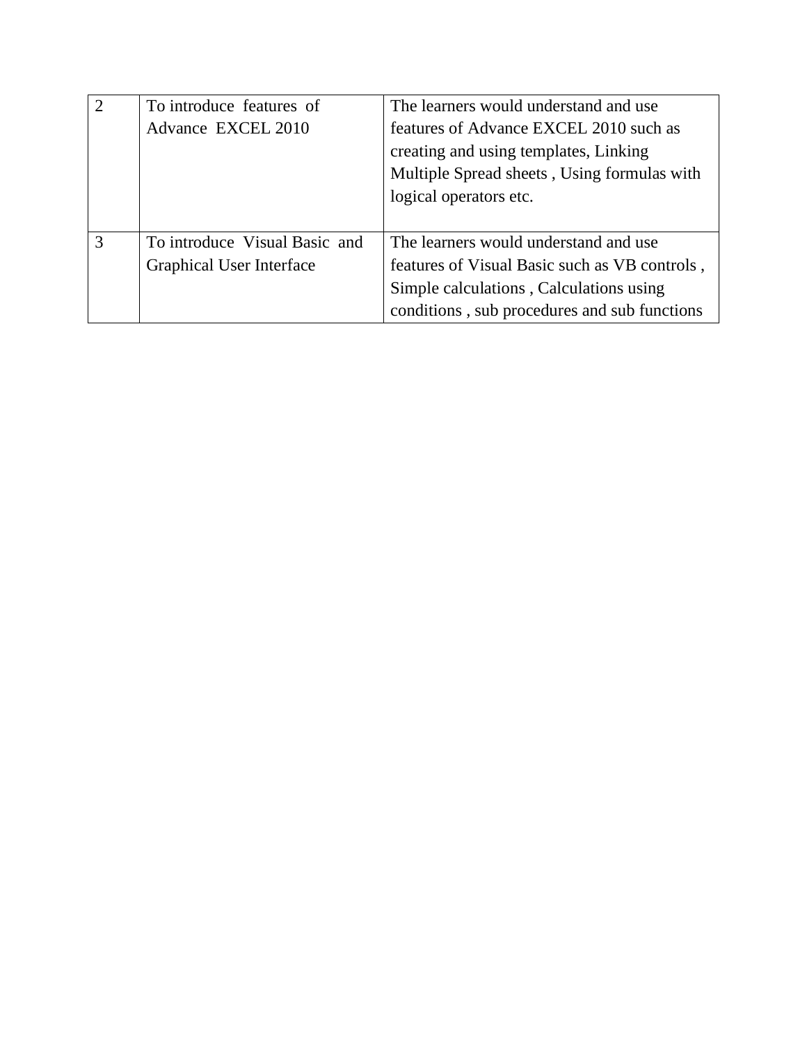| | | |
|---|---|---|
| 2 | To introduce features of Advance EXCEL 2010 | The learners would understand and use features of Advance EXCEL 2010 such as creating and using templates, Linking Multiple Spread sheets , Using formulas with logical operators etc. |
| 3 | To introduce Visual Basic and Graphical User Interface | The learners would understand and use features of Visual Basic such as VB controls , Simple calculations , Calculations using conditions , sub procedures and sub functions |